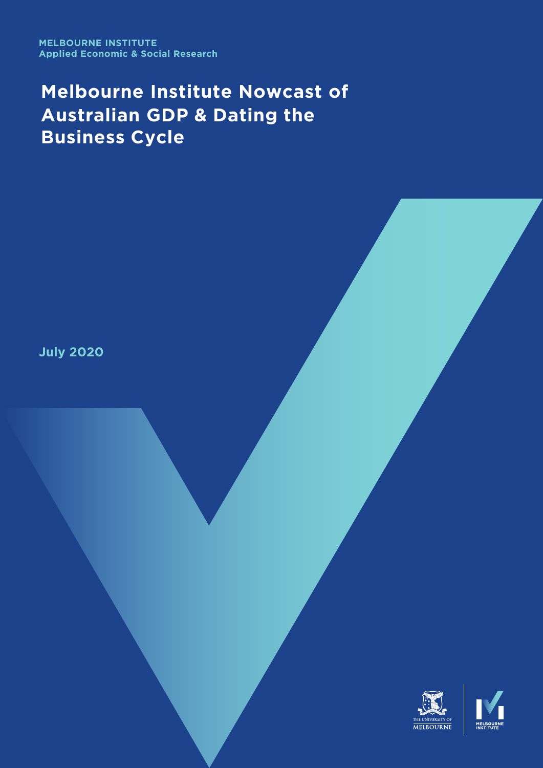MELBOURNE INSTITUTE
Applied Economic & Social Research

# Melbourne Institute Nowcast of Australian GDP & Dating the Business Cycle

July 2020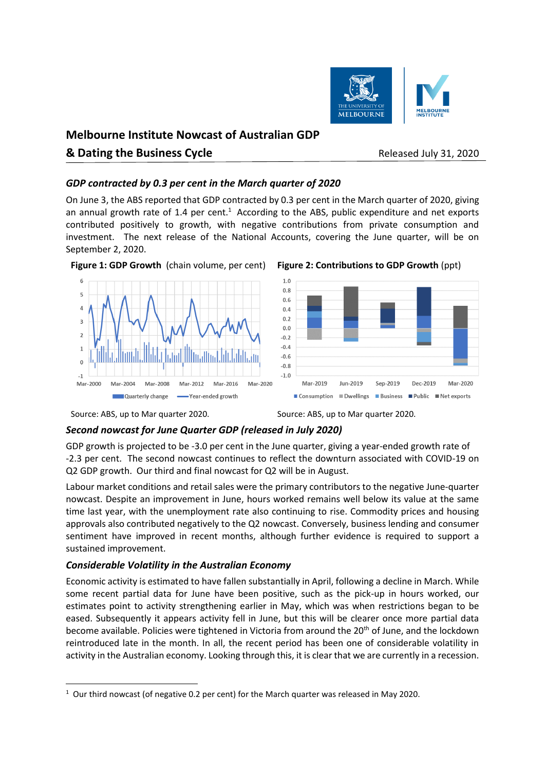# Melbourne Institute Nowcast of Australian GDP & Dating the Business Cycle

Released July 31, 2020

### *GDP contracted by 0.3 per cent in the March quarter of 2020*

On June 3, the ABS reported that GDP contracted by 0.3 per cent in the March quarter of 2020, giving an annual growth rate of 1.4 per cent.[1] According to the ABS, public expenditure and net exports contributed positively to growth, with negative contributions from private consumption and investment. The next release of the National Accounts, covering the June quarter, will be on September 2, 2020.

**Figure 1: GDP Growth** (chain volume, per cent)

Source: ABS, up to Mar quarter 2020.

**Figure 2: Contributions to GDP Growth** (ppt)

Source: ABS, up to Mar quarter 2020.

### *Second nowcast for June Quarter GDP (released in July 2020)*

GDP growth is projected to be -3.0 per cent in the June quarter, giving a year-ended growth rate of -2.3 per cent. The second nowcast continues to reflect the downturn associated with COVID-19 on Q2 GDP growth. Our third and final nowcast for Q2 will be in August.

Labour market conditions and retail sales were the primary contributors to the negative June-quarter nowcast. Despite an improvement in June, hours worked remains well below its value at the same time last year, with the unemployment rate also continuing to rise. Commodity prices and housing approvals also contributed negatively to the Q2 nowcast. Conversely, business lending and consumer sentiment have improved in recent months, although further evidence is required to support a sustained improvement.

### *Considerable Volatility in the Australian Economy*

Economic activity is estimated to have fallen substantially in April, following a decline in March. While some recent partial data for June have been positive, such as the pick-up in hours worked, our estimates point to activity strengthening earlier in May, which was when restrictions began to be eased. Subsequently it appears activity fell in June, but this will be clearer once more partial data become available. Policies were tightened in Victoria from around the 20th of June, and the lockdown reintroduced late in the month. In all, the recent period has been one of considerable volatility in activity in the Australian economy. Looking through this, it is clear that we are currently in a recession.

---

[1] Our third nowcast (of negative 0.2 per cent) for the March quarter was released in May 2020.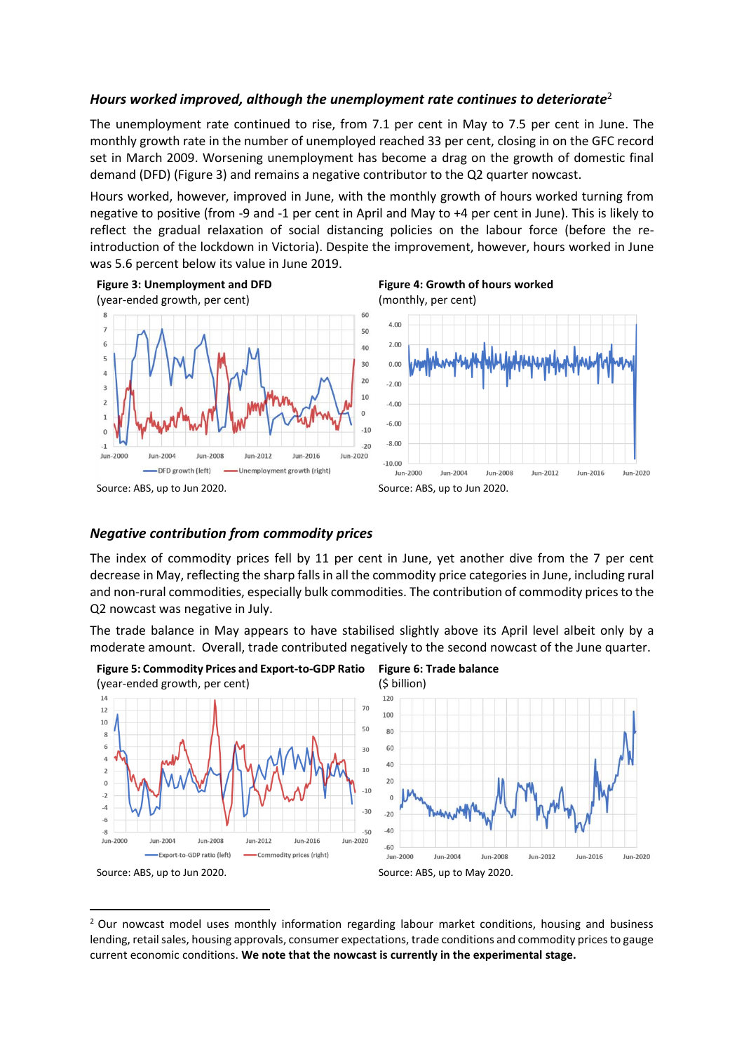### *Hours worked improved, although the unemployment rate continues to deteriorate*[2]

The unemployment rate continued to rise, from 7.1 per cent in May to 7.5 per cent in June. The monthly growth rate in the number of unemployed reached 33 per cent, closing in on the GFC record set in March 2009. Worsening unemployment has become a drag on the growth of domestic final demand (DFD) (Figure 3) and remains a negative contributor to the Q2 quarter nowcast.

Hours worked, however, improved in June, with the monthly growth of hours worked turning from negative to positive (from -9 and -1 per cent in April and May to +4 per cent in June). This is likely to reflect the gradual relaxation of social distancing policies on the labour force (before the re-introduction of the lockdown in Victoria). Despite the improvement, however, hours worked in June was 5.6 percent below its value in June 2019.

**Figure 3: Unemployment and DFD**
(year-ended growth, per cent)

Source: ABS, up to Jun 2020.

**Figure 4: Growth of hours worked**
(monthly, per cent)

Source: ABS, up to Jun 2020.

### *Negative contribution from commodity prices*

The index of commodity prices fell by 11 per cent in June, yet another dive from the 7 per cent decrease in May, reflecting the sharp falls in all the commodity price categories in June, including rural and non-rural commodities, especially bulk commodities. The contribution of commodity prices to the Q2 nowcast was negative in July.

The trade balance in May appears to have stabilised slightly above its April level albeit only by a moderate amount. Overall, trade contributed negatively to the second nowcast of the June quarter.

**Figure 5: Commodity Prices and Export-to-GDP Ratio**
(year-ended growth, per cent)

Source: ABS, up to Jun 2020.

**Figure 6: Trade balance**
($ billion)

Source: ABS, up to May 2020.

---

[2] Our nowcast model uses monthly information regarding labour market conditions, housing and business lending, retail sales, housing approvals, consumer expectations, trade conditions and commodity prices to gauge current economic conditions. **We note that the nowcast is currently in the experimental stage.**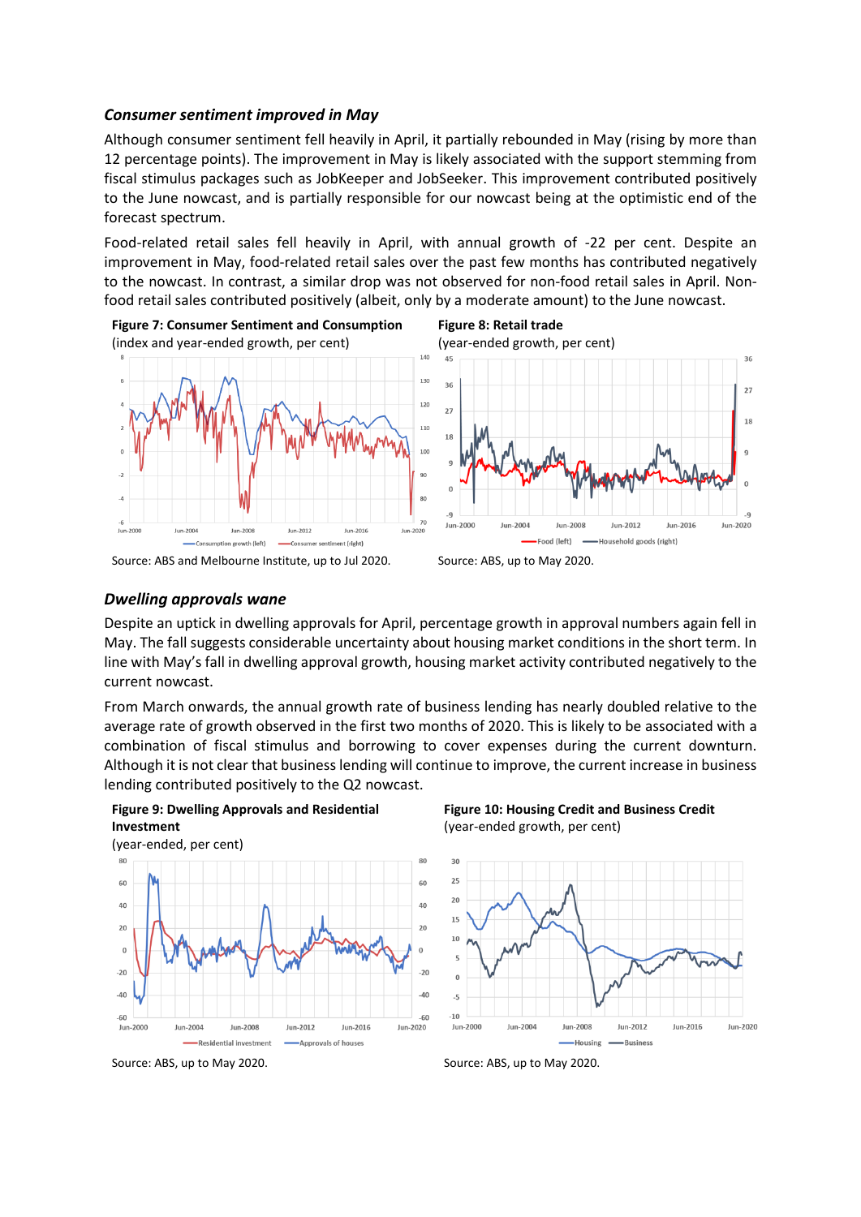### *Consumer sentiment improved in May*

Although consumer sentiment fell heavily in April, it partially rebounded in May (rising by more than 12 percentage points). The improvement in May is likely associated with the support stemming from fiscal stimulus packages such as JobKeeper and JobSeeker. This improvement contributed positively to the June nowcast, and is partially responsible for our nowcast being at the optimistic end of the forecast spectrum.

Food-related retail sales fell heavily in April, with annual growth of -22 per cent. Despite an improvement in May, food-related retail sales over the past few months has contributed negatively to the nowcast. In contrast, a similar drop was not observed for non-food retail sales in April. Non-food retail sales contributed positively (albeit, only by a moderate amount) to the June nowcast.

**Figure 7: Consumer Sentiment and Consumption**
(index and year-ended growth, per cent)

Source: ABS and Melbourne Institute, up to Jul 2020.

**Figure 8: Retail trade**
(year-ended growth, per cent)

Source: ABS, up to May 2020.

### *Dwelling approvals wane*

Despite an uptick in dwelling approvals for April, percentage growth in approval numbers again fell in May. The fall suggests considerable uncertainty about housing market conditions in the short term. In line with May's fall in dwelling approval growth, housing market activity contributed negatively to the current nowcast.

From March onwards, the annual growth rate of business lending has nearly doubled relative to the average rate of growth observed in the first two months of 2020. This is likely to be associated with a combination of fiscal stimulus and borrowing to cover expenses during the current downturn. Although it is not clear that business lending will continue to improve, the current increase in business lending contributed positively to the Q2 nowcast.

**Figure 9: Dwelling Approvals and Residential Investment**
(year-ended, per cent)

Source: ABS, up to May 2020.

**Figure 10: Housing Credit and Business Credit**
(year-ended growth, per cent)

Source: ABS, up to May 2020.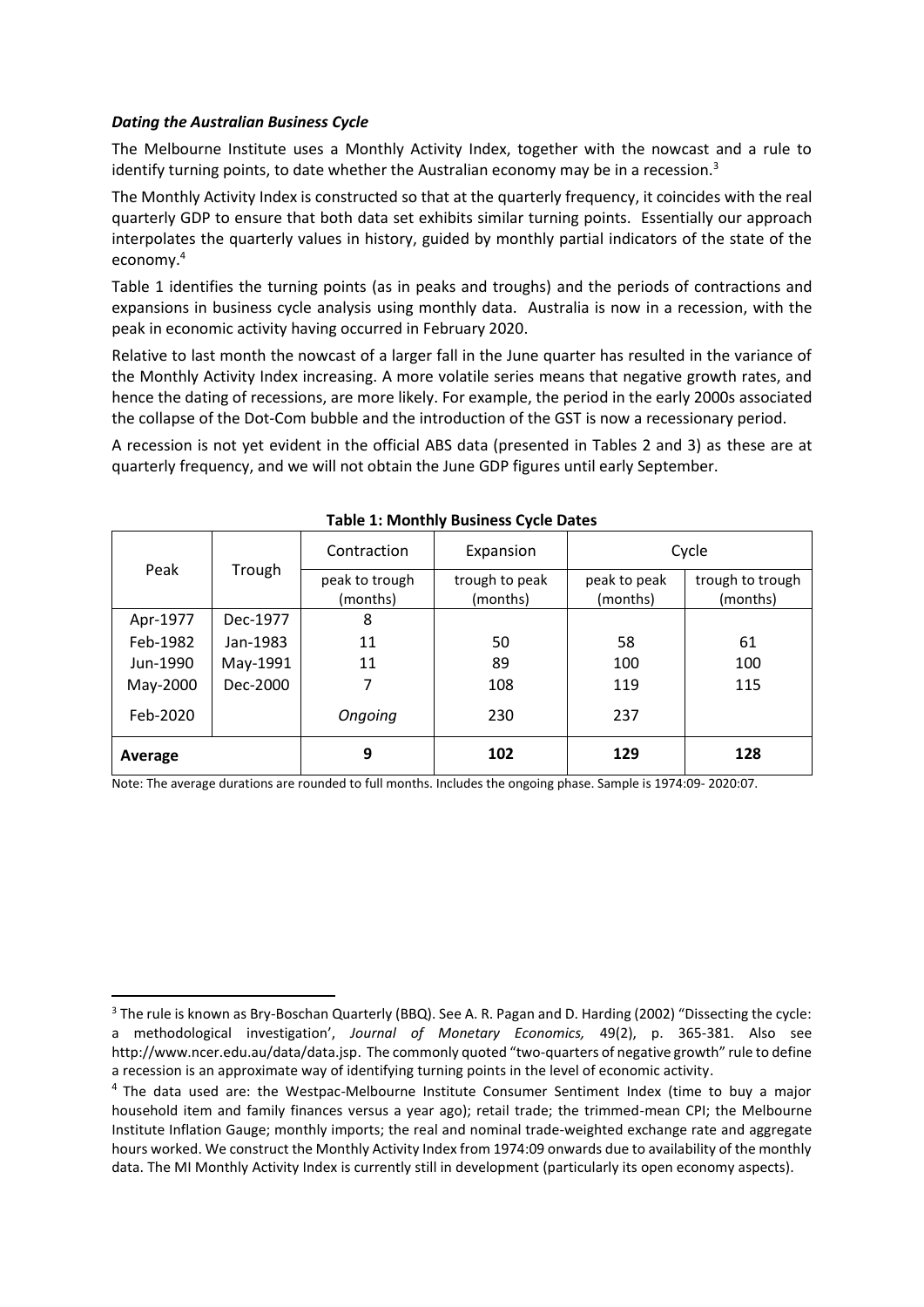### *Dating the Australian Business Cycle*

The Melbourne Institute uses a Monthly Activity Index, together with the nowcast and a rule to identify turning points, to date whether the Australian economy may be in a recession.[3]

The Monthly Activity Index is constructed so that at the quarterly frequency, it coincides with the real quarterly GDP to ensure that both data set exhibits similar turning points. Essentially our approach interpolates the quarterly values in history, guided by monthly partial indicators of the state of the economy.[4]

Table 1 identifies the turning points (as in peaks and troughs) and the periods of contractions and expansions in business cycle analysis using monthly data. Australia is now in a recession, with the peak in economic activity having occurred in February 2020.

Relative to last month the nowcast of a larger fall in the June quarter has resulted in the variance of the Monthly Activity Index increasing. A more volatile series means that negative growth rates, and hence the dating of recessions, are more likely. For example, the period in the early 2000s associated the collapse of the Dot-Com bubble and the introduction of the GST is now a recessionary period.

A recession is not yet evident in the official ABS data (presented in Tables 2 and 3) as these are at quarterly frequency, and we will not obtain the June GDP figures until early September.

**Table 1: Monthly Business Cycle Dates**

| Peak | Trough | Contraction | Expansion | Cycle | |
|---|---|---|---|---|---|
| | | peak to trough (months) | trough to peak (months) | peak to peak (months) | trough to trough (months) |
| Apr-1977 | Dec-1977 | 8 | | | |
| Feb-1982 | Jan-1983 | 11 | 50 | 58 | 61 |
| Jun-1990 | May-1991 | 11 | 89 | 100 | 100 |
| May-2000 | Dec-2000 | 7 | 108 | 119 | 115 |
| Feb-2020 | | *Ongoing* | 230 | 237 | |
| **Average** | | **9** | **102** | **129** | **128** |

Note: The average durations are rounded to full months. Includes the ongoing phase. Sample is 1974:09- 2020:07.

---

[3] The rule is known as Bry-Boschan Quarterly (BBQ). See A. R. Pagan and D. Harding (2002) "Dissecting the cycle: a methodological investigation', *Journal of Monetary Economics,* 49(2), p. 365-381. Also see http://www.ncer.edu.au/data/data.jsp. The commonly quoted "two-quarters of negative growth" rule to define a recession is an approximate way of identifying turning points in the level of economic activity.

[4] The data used are: the Westpac-Melbourne Institute Consumer Sentiment Index (time to buy a major household item and family finances versus a year ago); retail trade; the trimmed-mean CPI; the Melbourne Institute Inflation Gauge; monthly imports; the real and nominal trade-weighted exchange rate and aggregate hours worked. We construct the Monthly Activity Index from 1974:09 onwards due to availability of the monthly data. The MI Monthly Activity Index is currently still in development (particularly its open economy aspects).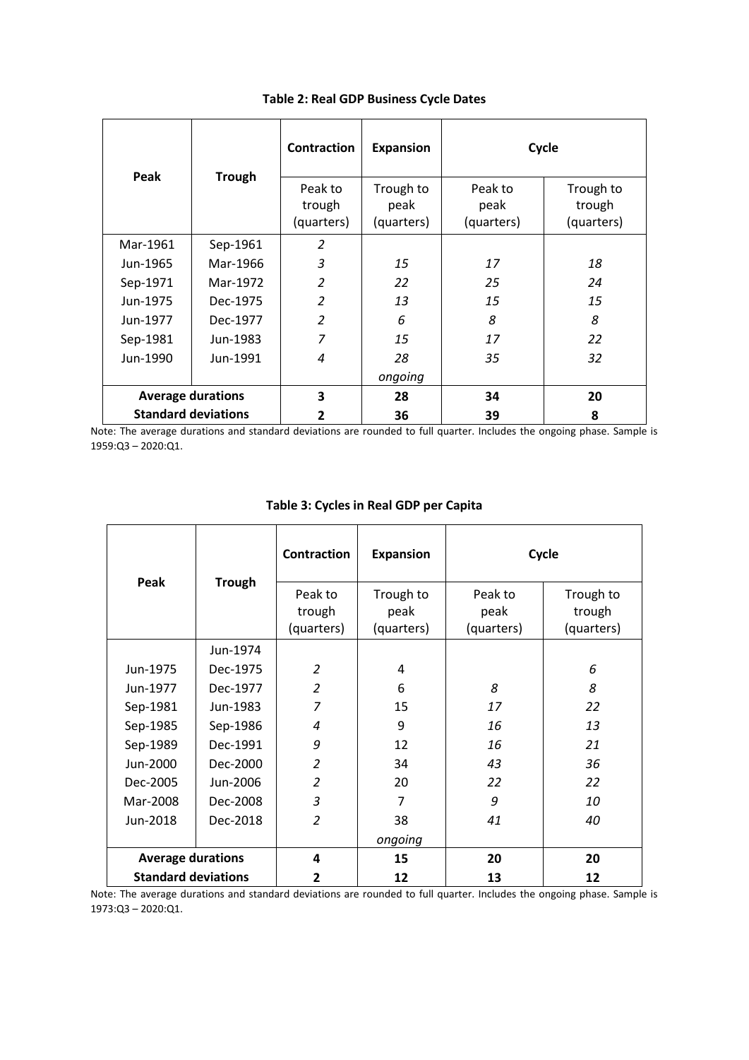**Table 2: Real GDP Business Cycle Dates**

| Peak | Trough | Contraction | Expansion | Cycle | |
|---|---|---|---|---|---|
| | | Peak to trough (quarters) | Trough to peak (quarters) | Peak to peak (quarters) | Trough to trough (quarters) |
| Mar-1961 | Sep-1961 | *2* | | | |
| Jun-1965 | Mar-1966 | *3* | *15* | *17* | *18* |
| Sep-1971 | Mar-1972 | *2* | *22* | *25* | *24* |
| Jun-1975 | Dec-1975 | *2* | *13* | *15* | *15* |
| Jun-1977 | Dec-1977 | *2* | *6* | *8* | *8* |
| Sep-1981 | Jun-1983 | *7* | *15* | *17* | *22* |
| Jun-1990 | Jun-1991 | *4* | *28* | *35* | *32* |
| | | | *ongoing* | | |
| **Average durations** | | **3** | **28** | **34** | **20** |
| **Standard deviations** | | **2** | **36** | **39** | **8** |

Note: The average durations and standard deviations are rounded to full quarter. Includes the ongoing phase. Sample is 1959:Q3 – 2020:Q1.

**Table 3: Cycles in Real GDP per Capita**

| Peak | Trough | Contraction | Expansion | Cycle | |
|---|---|---|---|---|---|
| | | Peak to trough (quarters) | Trough to peak (quarters) | Peak to peak (quarters) | Trough to trough (quarters) |
| | Jun-1974 | | | | |
| Jun-1975 | Dec-1975 | *2* | 4 | | *6* |
| Jun-1977 | Dec-1977 | *2* | 6 | *8* | *8* |
| Sep-1981 | Jun-1983 | *7* | 15 | *17* | *22* |
| Sep-1985 | Sep-1986 | *4* | 9 | *16* | *13* |
| Sep-1989 | Dec-1991 | *9* | 12 | *16* | *21* |
| Jun-2000 | Dec-2000 | *2* | 34 | *43* | *36* |
| Dec-2005 | Jun-2006 | *2* | 20 | *22* | *22* |
| Mar-2008 | Dec-2008 | *3* | 7 | *9* | *10* |
| Jun-2018 | Dec-2018 | *2* | 38 | *41* | *40* |
| | | | *ongoing* | | |
| **Average durations** | | **4** | **15** | **20** | **20** |
| **Standard deviations** | | **2** | **12** | **13** | **12** |

Note: The average durations and standard deviations are rounded to full quarter. Includes the ongoing phase. Sample is 1973:Q3 – 2020:Q1.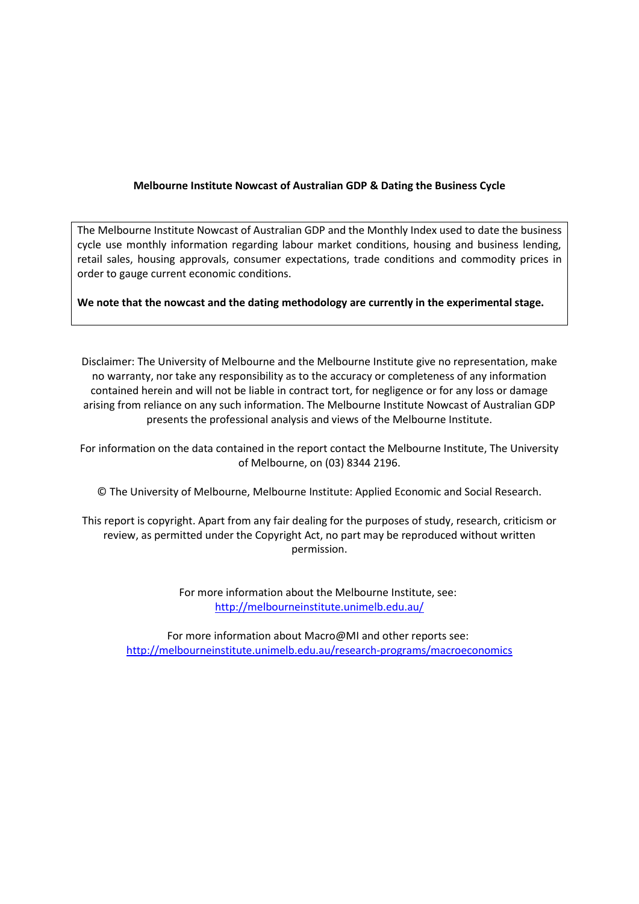**Melbourne Institute Nowcast of Australian GDP & Dating the Business Cycle**

The Melbourne Institute Nowcast of Australian GDP and the Monthly Index used to date the business cycle use monthly information regarding labour market conditions, housing and business lending, retail sales, housing approvals, consumer expectations, trade conditions and commodity prices in order to gauge current economic conditions.

**We note that the nowcast and the dating methodology are currently in the experimental stage.**

Disclaimer: The University of Melbourne and the Melbourne Institute give no representation, make no warranty, nor take any responsibility as to the accuracy or completeness of any information contained herein and will not be liable in contract tort, for negligence or for any loss or damage arising from reliance on any such information. The Melbourne Institute Nowcast of Australian GDP presents the professional analysis and views of the Melbourne Institute.

For information on the data contained in the report contact the Melbourne Institute, The University of Melbourne, on (03) 8344 2196.

© The University of Melbourne, Melbourne Institute: Applied Economic and Social Research.

This report is copyright. Apart from any fair dealing for the purposes of study, research, criticism or review, as permitted under the Copyright Act, no part may be reproduced without written permission.

For more information about the Melbourne Institute, see:
http://melbourneinstitute.unimelb.edu.au/

For more information about Macro@MI and other reports see:
http://melbourneinstitute.unimelb.edu.au/research-programs/macroeconomics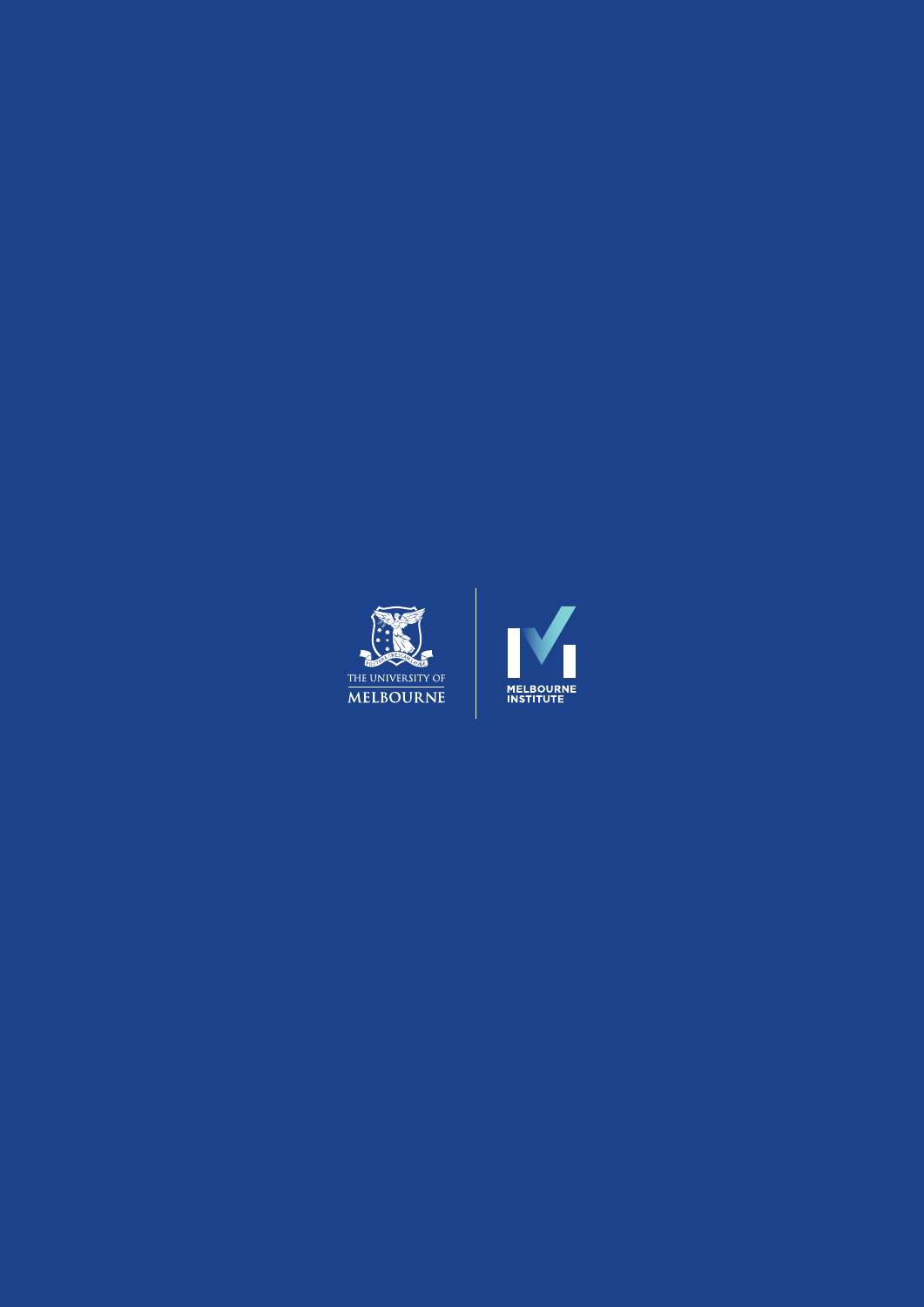THE UNIVERSITY OF MELBOURNE

MELBOURNE INSTITUTE